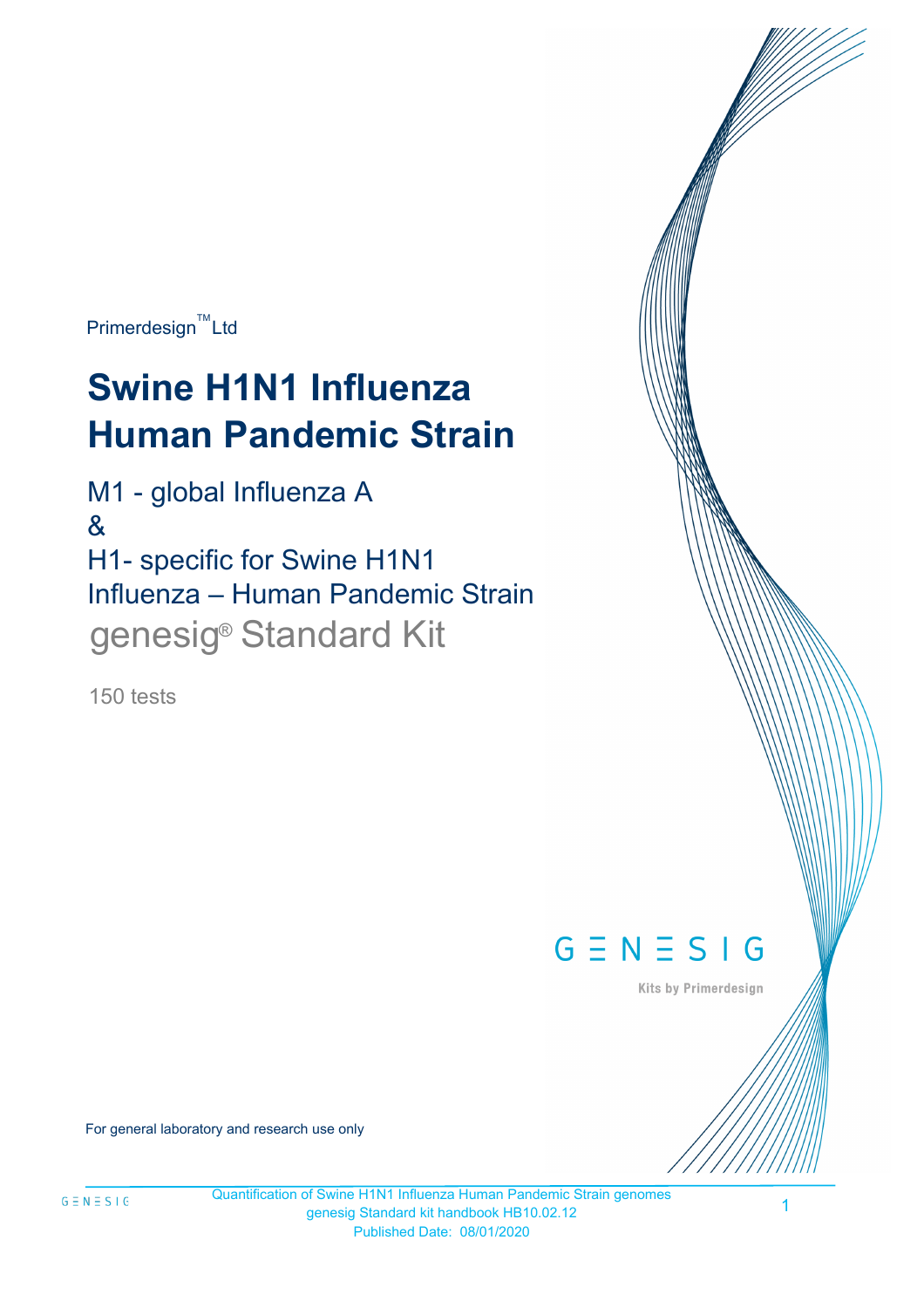Primerdesign™ Ltd

# Swine H1N1 Influenza Human Pandemic Strain

M1 - global Influenza A

&

H1- specific for Swine H1N1 Influenza – Human Pandemic Strain

genesig® Standard Kit

150 tests

GENESIG

Kits by Primerdesign

For general laboratory and research use only

Quantification of Swine H1N1 Influenza Human Pandemic Strain genomes
genesig Standard kit handbook HB10.02.12
Published Date: 08/01/2020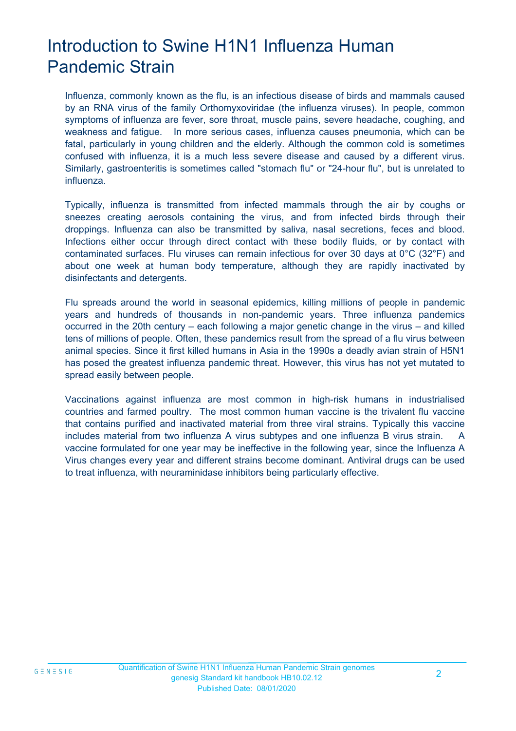# Introduction to Swine H1N1 Influenza Human Pandemic Strain

Influenza, commonly known as the flu, is an infectious disease of birds and mammals caused by an RNA virus of the family Orthomyxoviridae (the influenza viruses). In people, common symptoms of influenza are fever, sore throat, muscle pains, severe headache, coughing, and weakness and fatigue. In more serious cases, influenza causes pneumonia, which can be fatal, particularly in young children and the elderly. Although the common cold is sometimes confused with influenza, it is a much less severe disease and caused by a different virus. Similarly, gastroenteritis is sometimes called "stomach flu" or "24-hour flu", but is unrelated to influenza.

Typically, influenza is transmitted from infected mammals through the air by coughs or sneezes creating aerosols containing the virus, and from infected birds through their droppings. Influenza can also be transmitted by saliva, nasal secretions, feces and blood. Infections either occur through direct contact with these bodily fluids, or by contact with contaminated surfaces. Flu viruses can remain infectious for over 30 days at 0°C (32°F) and about one week at human body temperature, although they are rapidly inactivated by disinfectants and detergents.

Flu spreads around the world in seasonal epidemics, killing millions of people in pandemic years and hundreds of thousands in non-pandemic years. Three influenza pandemics occurred in the 20th century – each following a major genetic change in the virus – and killed tens of millions of people. Often, these pandemics result from the spread of a flu virus between animal species. Since it first killed humans in Asia in the 1990s a deadly avian strain of H5N1 has posed the greatest influenza pandemic threat. However, this virus has not yet mutated to spread easily between people.

Vaccinations against influenza are most common in high-risk humans in industrialised countries and farmed poultry. The most common human vaccine is the trivalent flu vaccine that contains purified and inactivated material from three viral strains. Typically this vaccine includes material from two influenza A virus subtypes and one influenza B virus strain. A vaccine formulated for one year may be ineffective in the following year, since the Influenza A Virus changes every year and different strains become dominant. Antiviral drugs can be used to treat influenza, with neuraminidase inhibitors being particularly effective.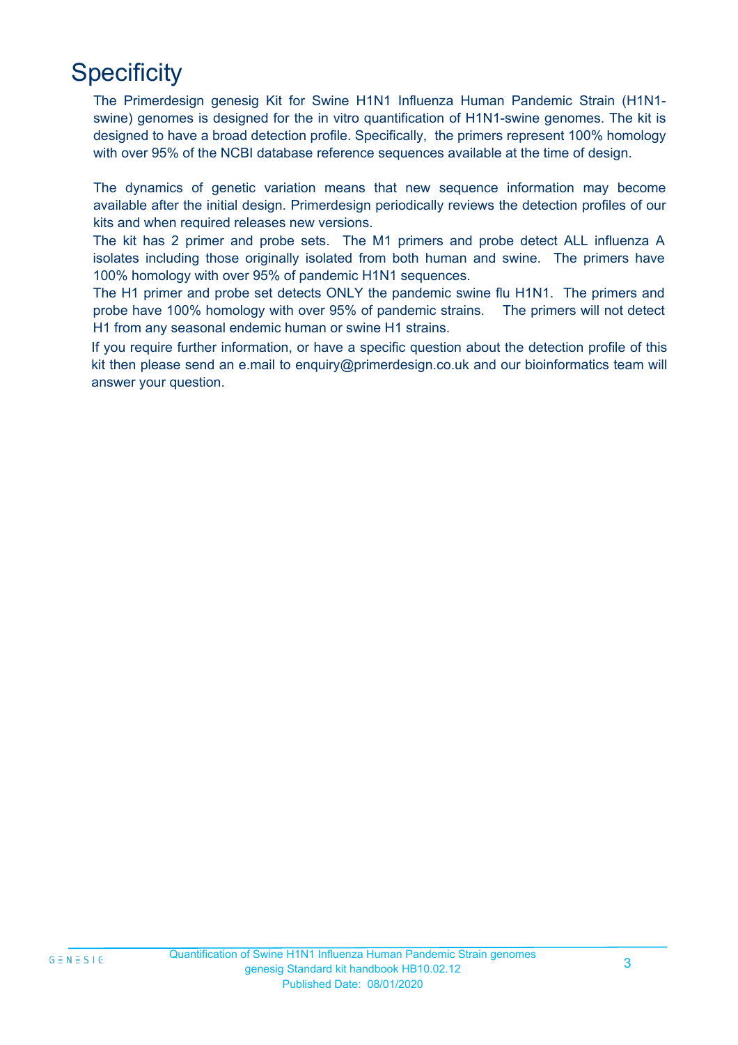# Specificity

The Primerdesign genesig Kit for Swine H1N1 Influenza Human Pandemic Strain (H1N1-swine) genomes is designed for the in vitro quantification of H1N1-swine genomes. The kit is designed to have a broad detection profile. Specifically, the primers represent 100% homology with over 95% of the NCBI database reference sequences available at the time of design.

The dynamics of genetic variation means that new sequence information may become available after the initial design. Primerdesign periodically reviews the detection profiles of our kits and when required releases new versions.

The kit has 2 primer and probe sets. The M1 primers and probe detect ALL influenza A isolates including those originally isolated from both human and swine. The primers have 100% homology with over 95% of pandemic H1N1 sequences.

The H1 primer and probe set detects ONLY the pandemic swine flu H1N1. The primers and probe have 100% homology with over 95% of pandemic strains. The primers will not detect H1 from any seasonal endemic human or swine H1 strains.

If you require further information, or have a specific question about the detection profile of this kit then please send an e.mail to enquiry@primerdesign.co.uk and our bioinformatics team will answer your question.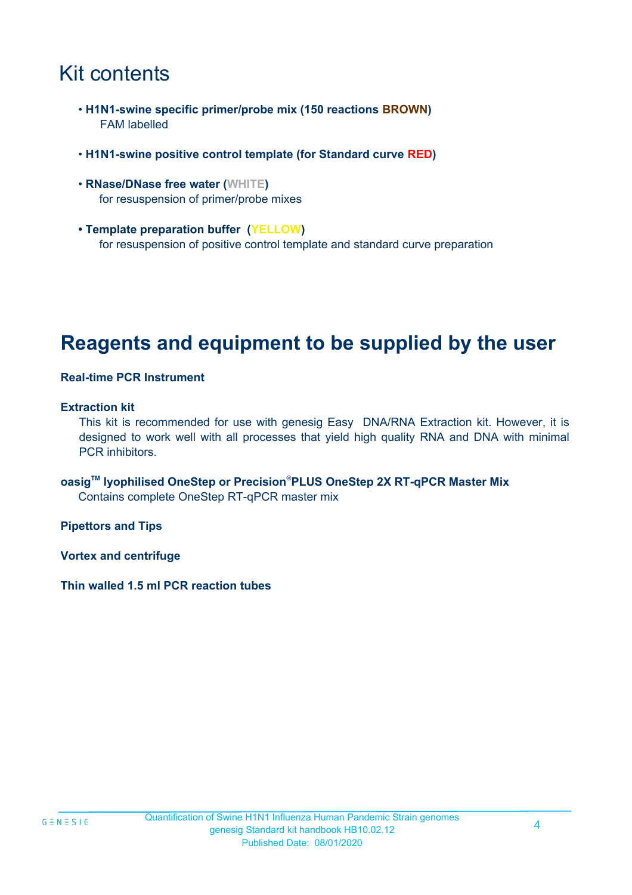# Kit contents

- **H1N1-swine specific primer/probe mix (150 reactions BROWN)**
  FAM labelled

- **H1N1-swine positive control template (for Standard curve RED)**

- **RNase/DNase free water (WHITE)**
  for resuspension of primer/probe mixes

- **Template preparation buffer (YELLOW)**
  for resuspension of positive control template and standard curve preparation

# Reagents and equipment to be supplied by the user

**Real-time PCR Instrument**

**Extraction kit**

This kit is recommended for use with genesig Easy DNA/RNA Extraction kit. However, it is designed to work well with all processes that yield high quality RNA and DNA with minimal PCR inhibitors.

**oasig™ lyophilised OneStep or Precision®PLUS OneStep 2X RT-qPCR Master Mix**

Contains complete OneStep RT-qPCR master mix

**Pipettors and Tips**

**Vortex and centrifuge**

**Thin walled 1.5 ml PCR reaction tubes**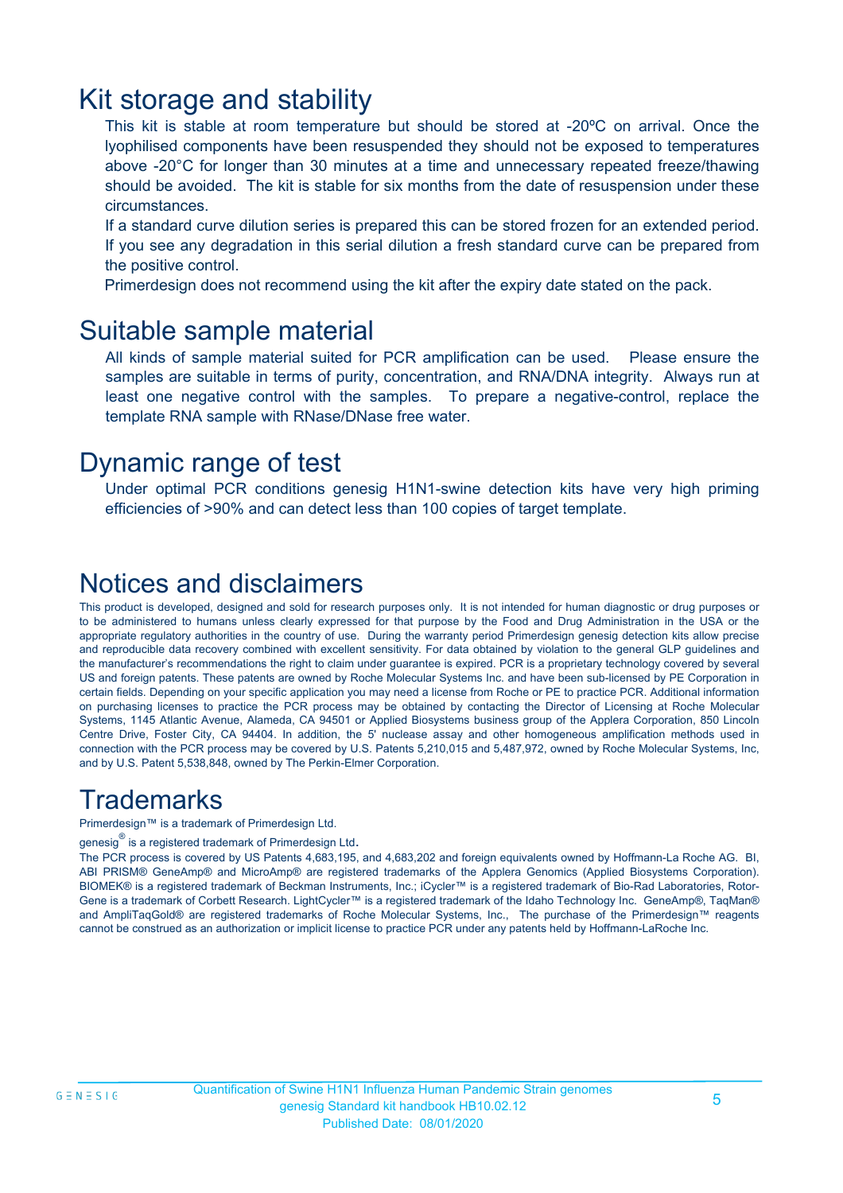# Kit storage and stability

This kit is stable at room temperature but should be stored at -20ºC on arrival. Once the lyophilised components have been resuspended they should not be exposed to temperatures above -20°C for longer than 30 minutes at a time and unnecessary repeated freeze/thawing should be avoided. The kit is stable for six months from the date of resuspension under these circumstances.

If a standard curve dilution series is prepared this can be stored frozen for an extended period. If you see any degradation in this serial dilution a fresh standard curve can be prepared from the positive control.

Primerdesign does not recommend using the kit after the expiry date stated on the pack.

# Suitable sample material

All kinds of sample material suited for PCR amplification can be used. Please ensure the samples are suitable in terms of purity, concentration, and RNA/DNA integrity. Always run at least one negative control with the samples. To prepare a negative-control, replace the template RNA sample with RNase/DNase free water.

# Dynamic range of test

Under optimal PCR conditions genesig H1N1-swine detection kits have very high priming efficiencies of >90% and can detect less than 100 copies of target template.

# Notices and disclaimers

This product is developed, designed and sold for research purposes only. It is not intended for human diagnostic or drug purposes or to be administered to humans unless clearly expressed for that purpose by the Food and Drug Administration in the USA or the appropriate regulatory authorities in the country of use. During the warranty period Primerdesign genesig detection kits allow precise and reproducible data recovery combined with excellent sensitivity. For data obtained by violation to the general GLP guidelines and the manufacturer's recommendations the right to claim under guarantee is expired. PCR is a proprietary technology covered by several US and foreign patents. These patents are owned by Roche Molecular Systems Inc. and have been sub-licensed by PE Corporation in certain fields. Depending on your specific application you may need a license from Roche or PE to practice PCR. Additional information on purchasing licenses to practice the PCR process may be obtained by contacting the Director of Licensing at Roche Molecular Systems, 1145 Atlantic Avenue, Alameda, CA 94501 or Applied Biosystems business group of the Applera Corporation, 850 Lincoln Centre Drive, Foster City, CA 94404. In addition, the 5' nuclease assay and other homogeneous amplification methods used in connection with the PCR process may be covered by U.S. Patents 5,210,015 and 5,487,972, owned by Roche Molecular Systems, Inc, and by U.S. Patent 5,538,848, owned by The Perkin-Elmer Corporation.

# Trademarks

Primerdesign™ is a trademark of Primerdesign Ltd.

genesig® is a registered trademark of Primerdesign Ltd.

The PCR process is covered by US Patents 4,683,195, and 4,683,202 and foreign equivalents owned by Hoffmann-La Roche AG. BI, ABI PRISM® GeneAmp® and MicroAmp® are registered trademarks of the Applera Genomics (Applied Biosystems Corporation). BIOMEK® is a registered trademark of Beckman Instruments, Inc.; iCycler™ is a registered trademark of Bio-Rad Laboratories, Rotor-Gene is a trademark of Corbett Research. LightCycler™ is a registered trademark of the Idaho Technology Inc. GeneAmp®, TaqMan® and AmpliTaqGold® are registered trademarks of Roche Molecular Systems, Inc., The purchase of the Primerdesign™ reagents cannot be construed as an authorization or implicit license to practice PCR under any patents held by Hoffmann-LaRoche Inc.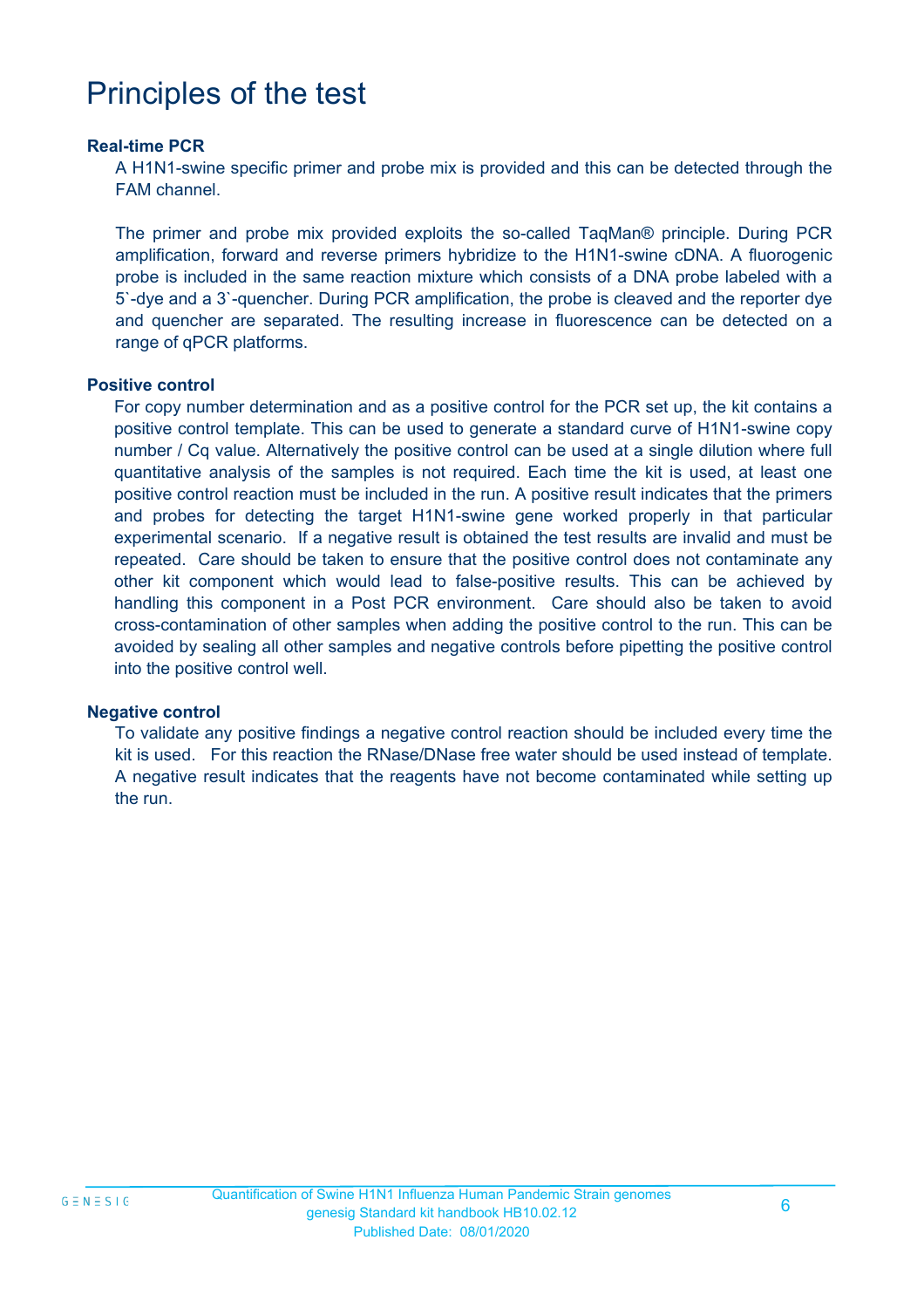# Principles of the test

**Real-time PCR**

A H1N1-swine specific primer and probe mix is provided and this can be detected through the FAM channel.

The primer and probe mix provided exploits the so-called TaqMan® principle. During PCR amplification, forward and reverse primers hybridize to the H1N1-swine cDNA. A fluorogenic probe is included in the same reaction mixture which consists of a DNA probe labeled with a 5`-dye and a 3`-quencher. During PCR amplification, the probe is cleaved and the reporter dye and quencher are separated. The resulting increase in fluorescence can be detected on a range of qPCR platforms.

**Positive control**

For copy number determination and as a positive control for the PCR set up, the kit contains a positive control template. This can be used to generate a standard curve of H1N1-swine copy number / Cq value. Alternatively the positive control can be used at a single dilution where full quantitative analysis of the samples is not required. Each time the kit is used, at least one positive control reaction must be included in the run. A positive result indicates that the primers and probes for detecting the target H1N1-swine gene worked properly in that particular experimental scenario. If a negative result is obtained the test results are invalid and must be repeated. Care should be taken to ensure that the positive control does not contaminate any other kit component which would lead to false-positive results. This can be achieved by handling this component in a Post PCR environment. Care should also be taken to avoid cross-contamination of other samples when adding the positive control to the run. This can be avoided by sealing all other samples and negative controls before pipetting the positive control into the positive control well.

**Negative control**

To validate any positive findings a negative control reaction should be included every time the kit is used. For this reaction the RNase/DNase free water should be used instead of template. A negative result indicates that the reagents have not become contaminated while setting up the run.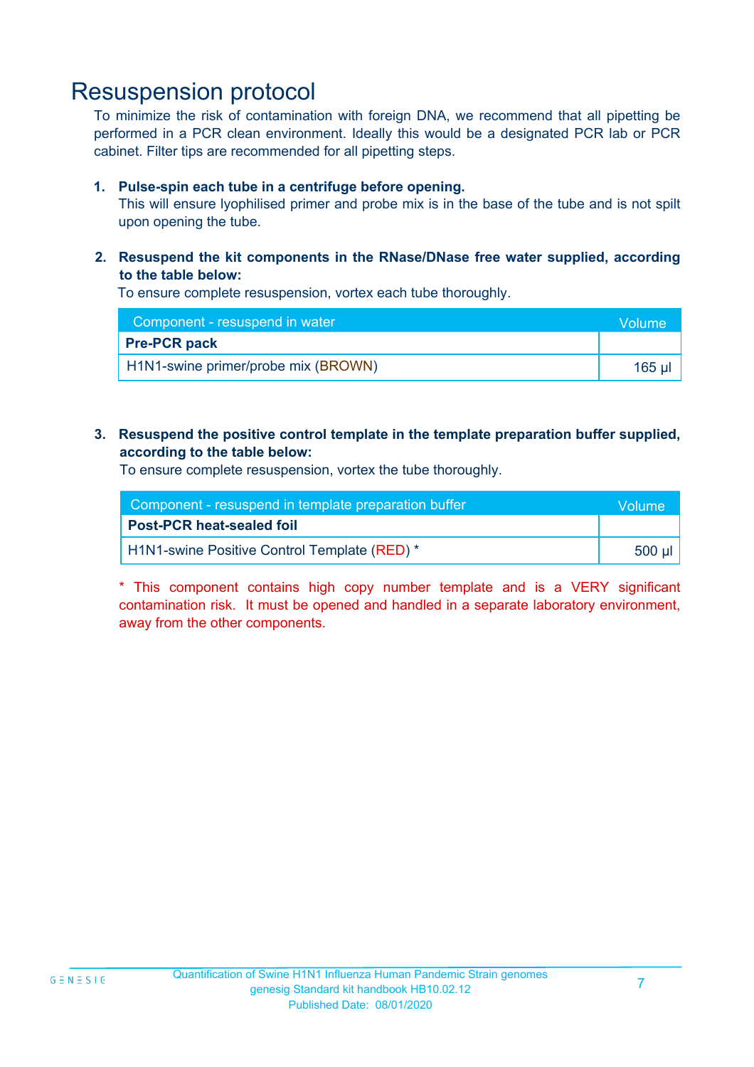# Resuspension protocol

To minimize the risk of contamination with foreign DNA, we recommend that all pipetting be performed in a PCR clean environment. Ideally this would be a designated PCR lab or PCR cabinet. Filter tips are recommended for all pipetting steps.

1. **Pulse-spin each tube in a centrifuge before opening.**
   This will ensure lyophilised primer and probe mix is in the base of the tube and is not spilt upon opening the tube.

2. **Resuspend the kit components in the RNase/DNase free water supplied, according to the table below:**
   To ensure complete resuspension, vortex each tube thoroughly.

| Component - resuspend in water | Volume |
|---|---|
| **Pre-PCR pack** | |
| H1N1-swine primer/probe mix (BROWN) | 165 µl |

3. **Resuspend the positive control template in the template preparation buffer supplied, according to the table below:**
   To ensure complete resuspension, vortex the tube thoroughly.

| Component - resuspend in template preparation buffer | Volume |
|---|---|
| **Post-PCR heat-sealed foil** | |
| H1N1-swine Positive Control Template (RED) * | 500 µl |

* This component contains high copy number template and is a VERY significant contamination risk. It must be opened and handled in a separate laboratory environment, away from the other components.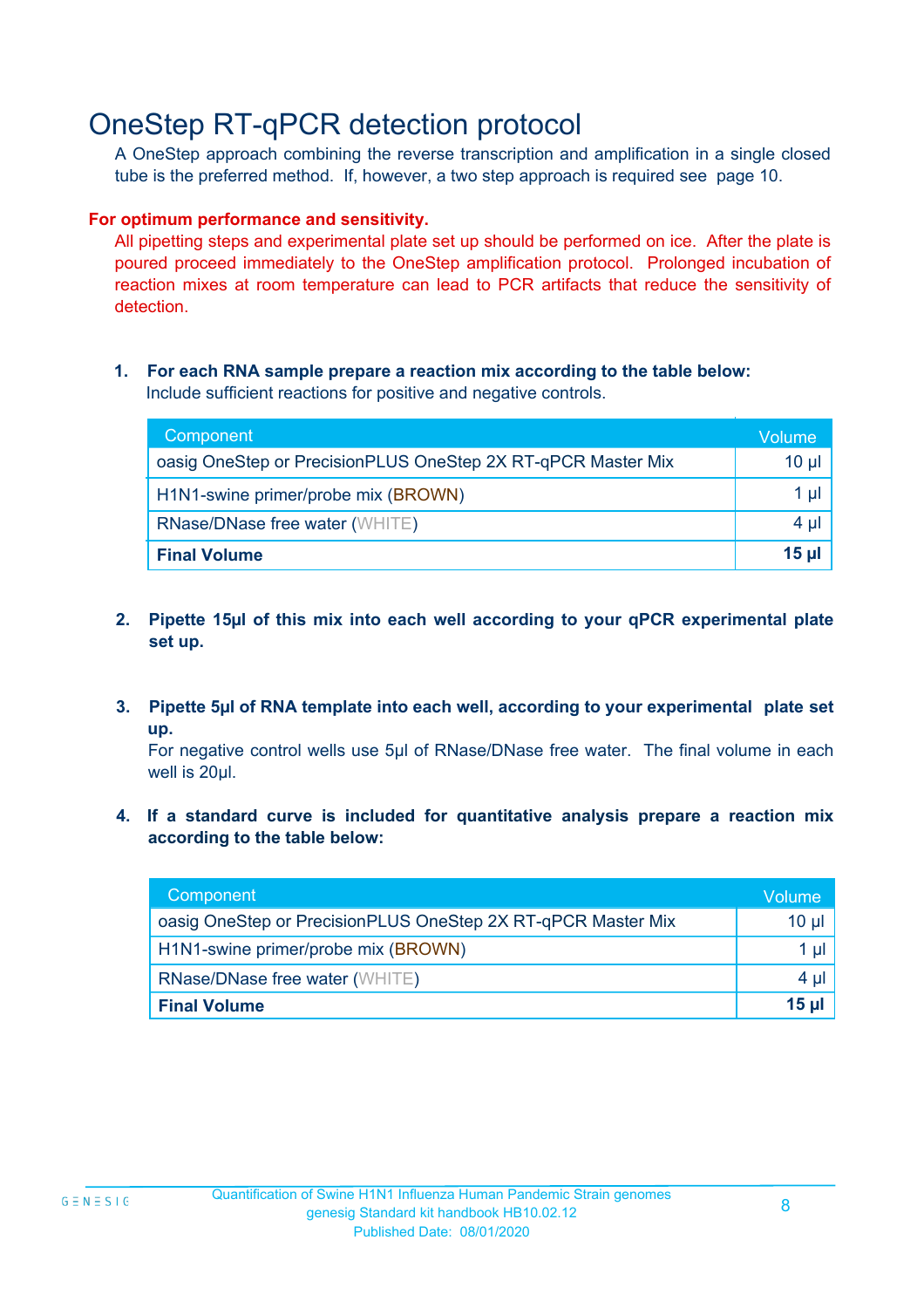# OneStep RT-qPCR detection protocol

A OneStep approach combining the reverse transcription and amplification in a single closed tube is the preferred method. If, however, a two step approach is required see page 10.

**For optimum performance and sensitivity.**

All pipetting steps and experimental plate set up should be performed on ice. After the plate is poured proceed immediately to the OneStep amplification protocol. Prolonged incubation of reaction mixes at room temperature can lead to PCR artifacts that reduce the sensitivity of detection.

1. **For each RNA sample prepare a reaction mix according to the table below:**
   Include sufficient reactions for positive and negative controls.

| Component | Volume |
|---|---|
| oasig OneStep or PrecisionPLUS OneStep 2X RT-qPCR Master Mix | 10 µl |
| H1N1-swine primer/probe mix (BROWN) | 1 µl |
| RNase/DNase free water (WHITE) | 4 µl |
| **Final Volume** | **15 µl** |

2. **Pipette 15µl of this mix into each well according to your qPCR experimental plate set up.**

3. **Pipette 5µl of RNA template into each well, according to your experimental plate set up.**
   For negative control wells use 5µl of RNase/DNase free water. The final volume in each well is 20µl.

4. **If a standard curve is included for quantitative analysis prepare a reaction mix according to the table below:**

| Component | Volume |
|---|---|
| oasig OneStep or PrecisionPLUS OneStep 2X RT-qPCR Master Mix | 10 µl |
| H1N1-swine primer/probe mix (BROWN) | 1 µl |
| RNase/DNase free water (WHITE) | 4 µl |
| **Final Volume** | **15 µl** |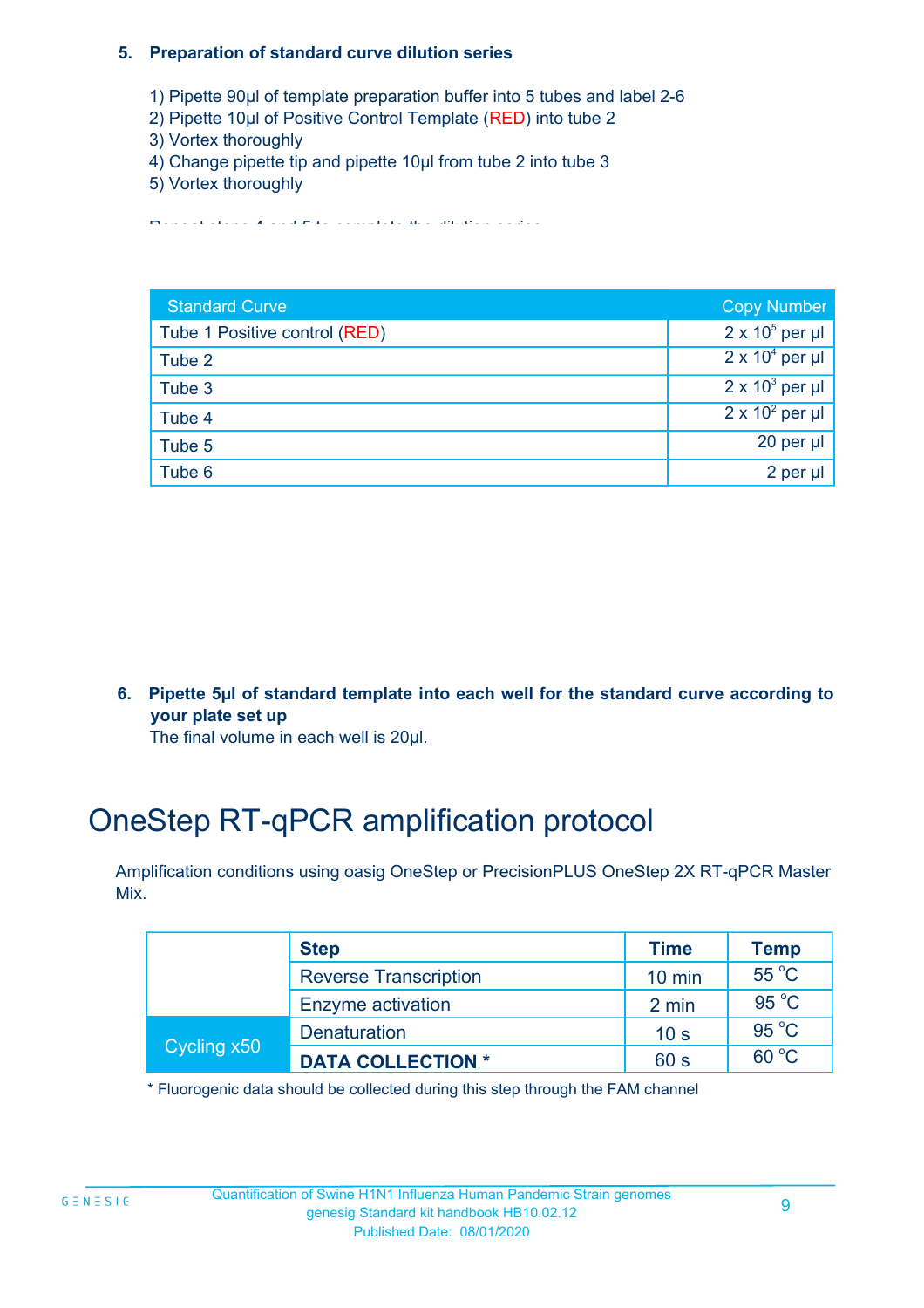### 5. Preparation of standard curve dilution series

1) Pipette 90µl of template preparation buffer into 5 tubes and label 2-6
2) Pipette 10µl of Positive Control Template (RED) into tube 2
3) Vortex thoroughly
4) Change pipette tip and pipette 10µl from tube 2 into tube 3
5) Vortex thoroughly

Repeat steps 4 and 5 to complete the dilution series

| Standard Curve | Copy Number |
|---|---|
| Tube 1 Positive control (RED) | $2 \times 10^5$ per µl |
| Tube 2 | $2 \times 10^4$ per µl |
| Tube 3 | $2 \times 10^3$ per µl |
| Tube 4 | $2 \times 10^2$ per µl |
| Tube 5 | 20 per µl |
| Tube 6 | 2 per µl |

### 6. Pipette 5µl of standard template into each well for the standard curve according to your plate set up

The final volume in each well is 20µl.

# OneStep RT-qPCR amplification protocol

Amplification conditions using oasig OneStep or PrecisionPLUS OneStep 2X RT-qPCR Master Mix.

| | Step | Time | Temp |
|---|---|---|---|
| | Reverse Transcription | 10 min | 55 °C |
| | Enzyme activation | 2 min | 95 °C |
| Cycling x50 | Denaturation | 10 s | 95 °C |
| | **DATA COLLECTION *** | 60 s | 60 °C |

* Fluorogenic data should be collected during this step through the FAM channel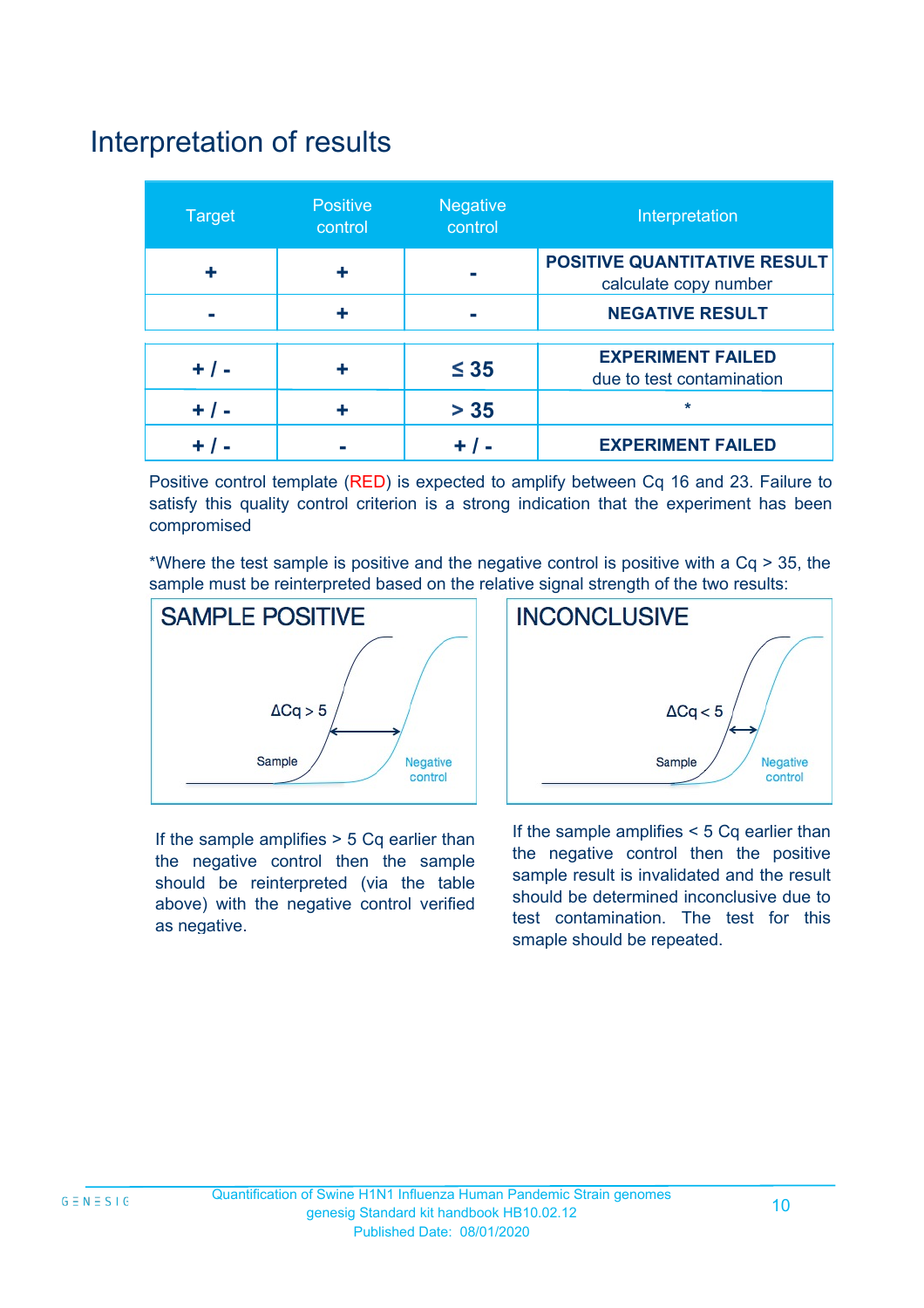# Interpretation of results

| Target | Positive control | Negative control | Interpretation |
|---|---|---|---|
| **+** | **+** | **-** | **POSITIVE QUANTITATIVE RESULT** calculate copy number |
| **-** | **+** | **-** | **NEGATIVE RESULT** |
| **+ / -** | **+** | **≤ 35** | **EXPERIMENT FAILED** due to test contamination |
| **+ / -** | **+** | **> 35** | * |
| **+ / -** | **-** | **+ / -** | **EXPERIMENT FAILED** |

Positive control template (RED) is expected to amplify between Cq 16 and 23. Failure to satisfy this quality control criterion is a strong indication that the experiment has been compromised

*Where the test sample is positive and the negative control is positive with a Cq > 35, the sample must be reinterpreted based on the relative signal strength of the two results:

SAMPLE POSITIVE

ΔCq > 5

Sample

Negative control

If the sample amplifies > 5 Cq earlier than the negative control then the sample should be reinterpreted (via the table above) with the negative control verified as negative.

INCONCLUSIVE

ΔCq < 5

Sample

Negative control

If the sample amplifies < 5 Cq earlier than the negative control then the positive sample result is invalidated and the result should be determined inconclusive due to test contamination. The test for this smaple should be repeated.